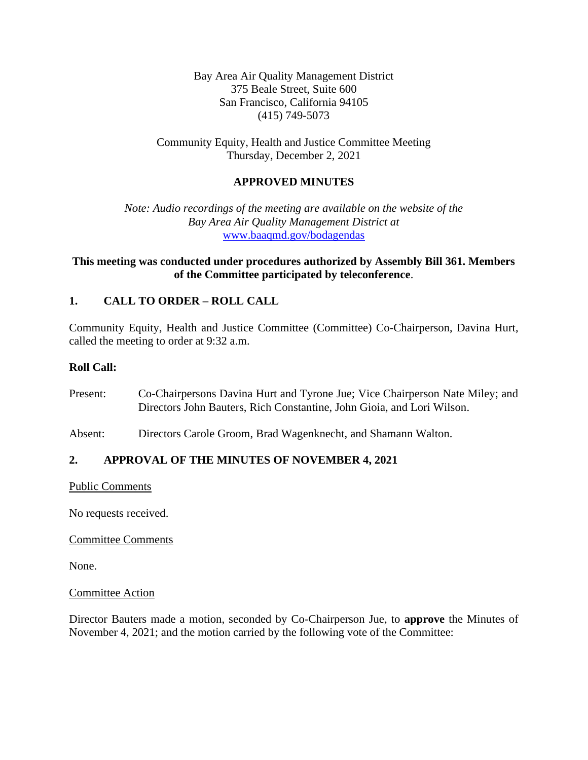Bay Area Air Quality Management District
375 Beale Street, Suite 600
San Francisco, California 94105
(415) 749-5073

Community Equity, Health and Justice Committee Meeting
Thursday, December 2, 2021

# APPROVED MINUTES

*Note: Audio recordings of the meeting are available on the website of the Bay Area Air Quality Management District at* [www.baaqmd.gov/bodagendas](http://www.baaqmd.gov/bodagendas)

**This meeting was conducted under procedures authorized by Assembly Bill 361. Members of the Committee participated by teleconference**.

## 1. CALL TO ORDER – ROLL CALL

Community Equity, Health and Justice Committee (Committee) Co-Chairperson, Davina Hurt, called the meeting to order at 9:32 a.m.

**Roll Call:**

Present: Co-Chairpersons Davina Hurt and Tyrone Jue; Vice Chairperson Nate Miley; and Directors John Bauters, Rich Constantine, John Gioia, and Lori Wilson.

Absent: Directors Carole Groom, Brad Wagenknecht, and Shamann Walton.

## 2. APPROVAL OF THE MINUTES OF NOVEMBER 4, 2021

Public Comments

No requests received.

Committee Comments

None.

Committee Action

Director Bauters made a motion, seconded by Co-Chairperson Jue, to **approve** the Minutes of November 4, 2021; and the motion carried by the following vote of the Committee: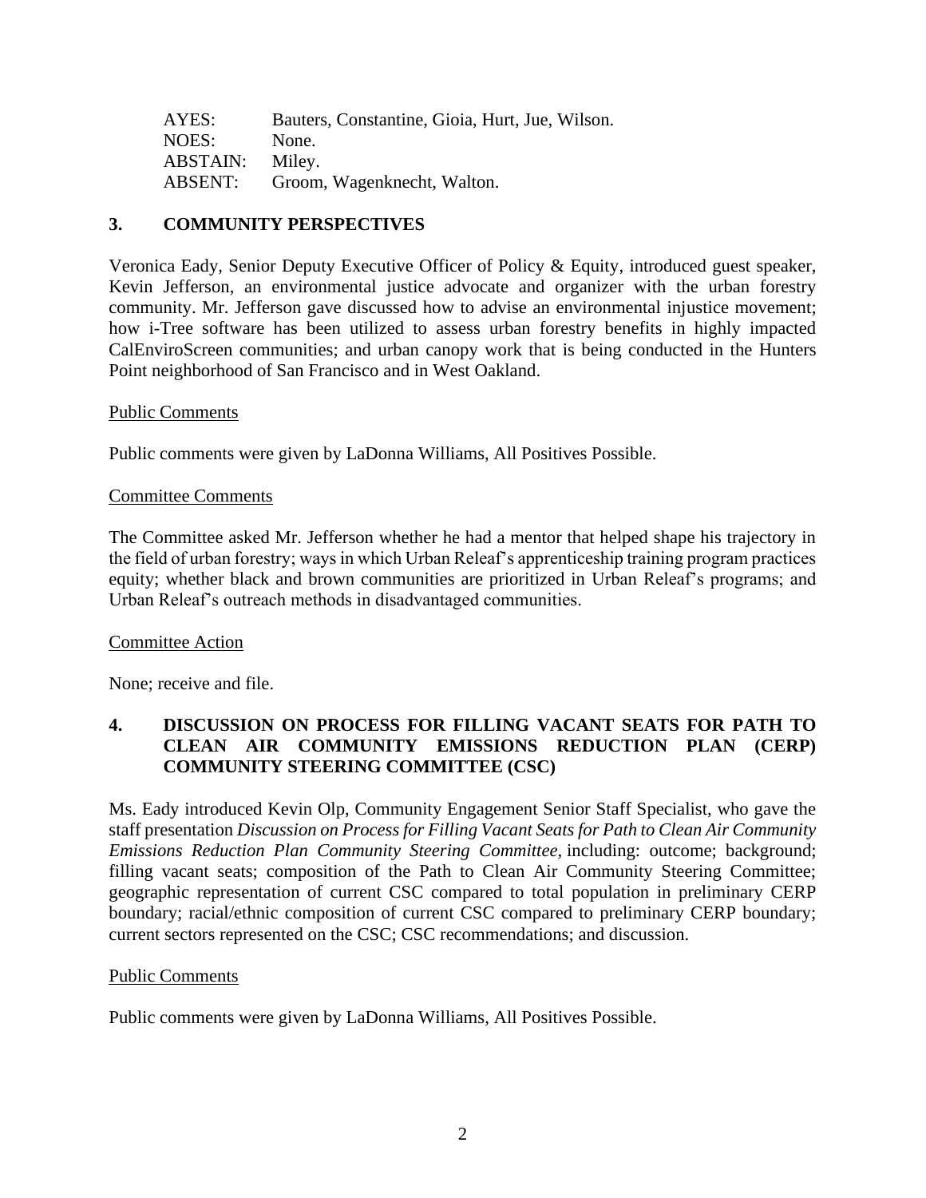| | |
|---|---|
| AYES: | Bauters, Constantine, Gioia, Hurt, Jue, Wilson. |
| NOES: | None. |
| ABSTAIN: | Miley. |
| ABSENT: | Groom, Wagenknecht, Walton. |

## 3. COMMUNITY PERSPECTIVES

Veronica Eady, Senior Deputy Executive Officer of Policy & Equity, introduced guest speaker, Kevin Jefferson, an environmental justice advocate and organizer with the urban forestry community. Mr. Jefferson gave discussed how to advise an environmental injustice movement; how i-Tree software has been utilized to assess urban forestry benefits in highly impacted CalEnviroScreen communities; and urban canopy work that is being conducted in the Hunters Point neighborhood of San Francisco and in West Oakland.

Public Comments

Public comments were given by LaDonna Williams, All Positives Possible.

Committee Comments

The Committee asked Mr. Jefferson whether he had a mentor that helped shape his trajectory in the field of urban forestry; ways in which Urban Releaf's apprenticeship training program practices equity; whether black and brown communities are prioritized in Urban Releaf's programs; and Urban Releaf's outreach methods in disadvantaged communities.

Committee Action

None; receive and file.

## 4. DISCUSSION ON PROCESS FOR FILLING VACANT SEATS FOR PATH TO CLEAN AIR COMMUNITY EMISSIONS REDUCTION PLAN (CERP) COMMUNITY STEERING COMMITTEE (CSC)

Ms. Eady introduced Kevin Olp, Community Engagement Senior Staff Specialist, who gave the staff presentation *Discussion on Process for Filling Vacant Seats for Path to Clean Air Community Emissions Reduction Plan Community Steering Committee,* including: outcome; background; filling vacant seats; composition of the Path to Clean Air Community Steering Committee; geographic representation of current CSC compared to total population in preliminary CERP boundary; racial/ethnic composition of current CSC compared to preliminary CERP boundary; current sectors represented on the CSC; CSC recommendations; and discussion.

Public Comments

Public comments were given by LaDonna Williams, All Positives Possible.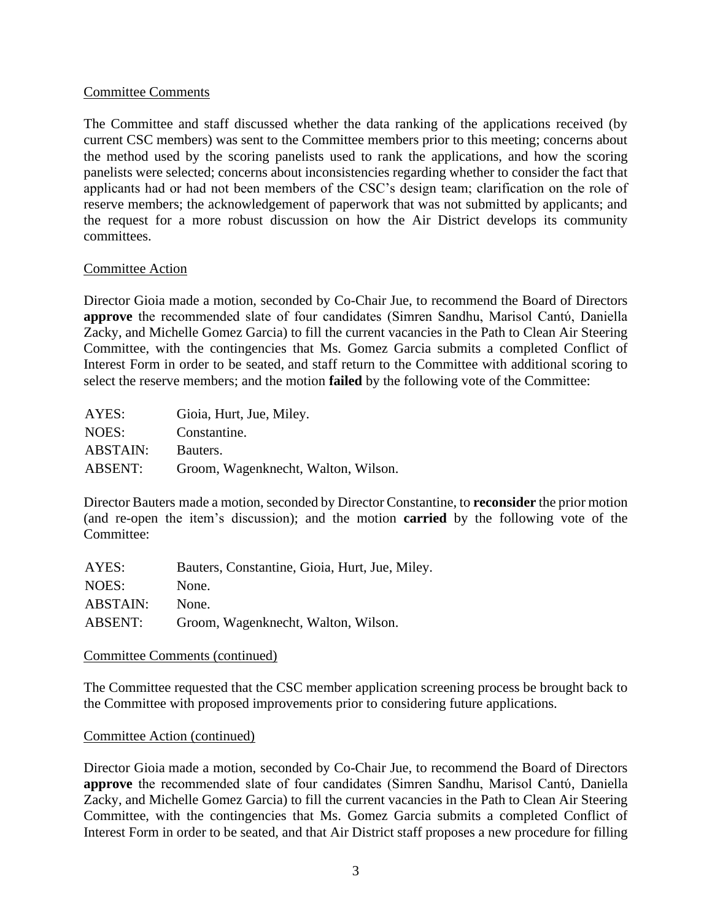Committee Comments

The Committee and staff discussed whether the data ranking of the applications received (by current CSC members) was sent to the Committee members prior to this meeting; concerns about the method used by the scoring panelists used to rank the applications, and how the scoring panelists were selected; concerns about inconsistencies regarding whether to consider the fact that applicants had or had not been members of the CSC's design team; clarification on the role of reserve members; the acknowledgement of paperwork that was not submitted by applicants; and the request for a more robust discussion on how the Air District develops its community committees.

Committee Action

Director Gioia made a motion, seconded by Co-Chair Jue, to recommend the Board of Directors **approve** the recommended slate of four candidates (Simren Sandhu, Marisol Cantú, Daniella Zacky, and Michelle Gomez Garcia) to fill the current vacancies in the Path to Clean Air Steering Committee, with the contingencies that Ms. Gomez Garcia submits a completed Conflict of Interest Form in order to be seated, and staff return to the Committee with additional scoring to select the reserve members; and the motion **failed** by the following vote of the Committee:

| | |
|---|---|
| AYES: | Gioia, Hurt, Jue, Miley. |
| NOES: | Constantine. |
| ABSTAIN: | Bauters. |
| ABSENT: | Groom, Wagenknecht, Walton, Wilson. |

Director Bauters made a motion, seconded by Director Constantine, to **reconsider** the prior motion (and re-open the item's discussion); and the motion **carried** by the following vote of the Committee:

| | |
|---|---|
| AYES: | Bauters, Constantine, Gioia, Hurt, Jue, Miley. |
| NOES: | None. |
| ABSTAIN: | None. |
| ABSENT: | Groom, Wagenknecht, Walton, Wilson. |

Committee Comments (continued)

The Committee requested that the CSC member application screening process be brought back to the Committee with proposed improvements prior to considering future applications.

Committee Action (continued)

Director Gioia made a motion, seconded by Co-Chair Jue, to recommend the Board of Directors **approve** the recommended slate of four candidates (Simren Sandhu, Marisol Cantú, Daniella Zacky, and Michelle Gomez Garcia) to fill the current vacancies in the Path to Clean Air Steering Committee, with the contingencies that Ms. Gomez Garcia submits a completed Conflict of Interest Form in order to be seated, and that Air District staff proposes a new procedure for filling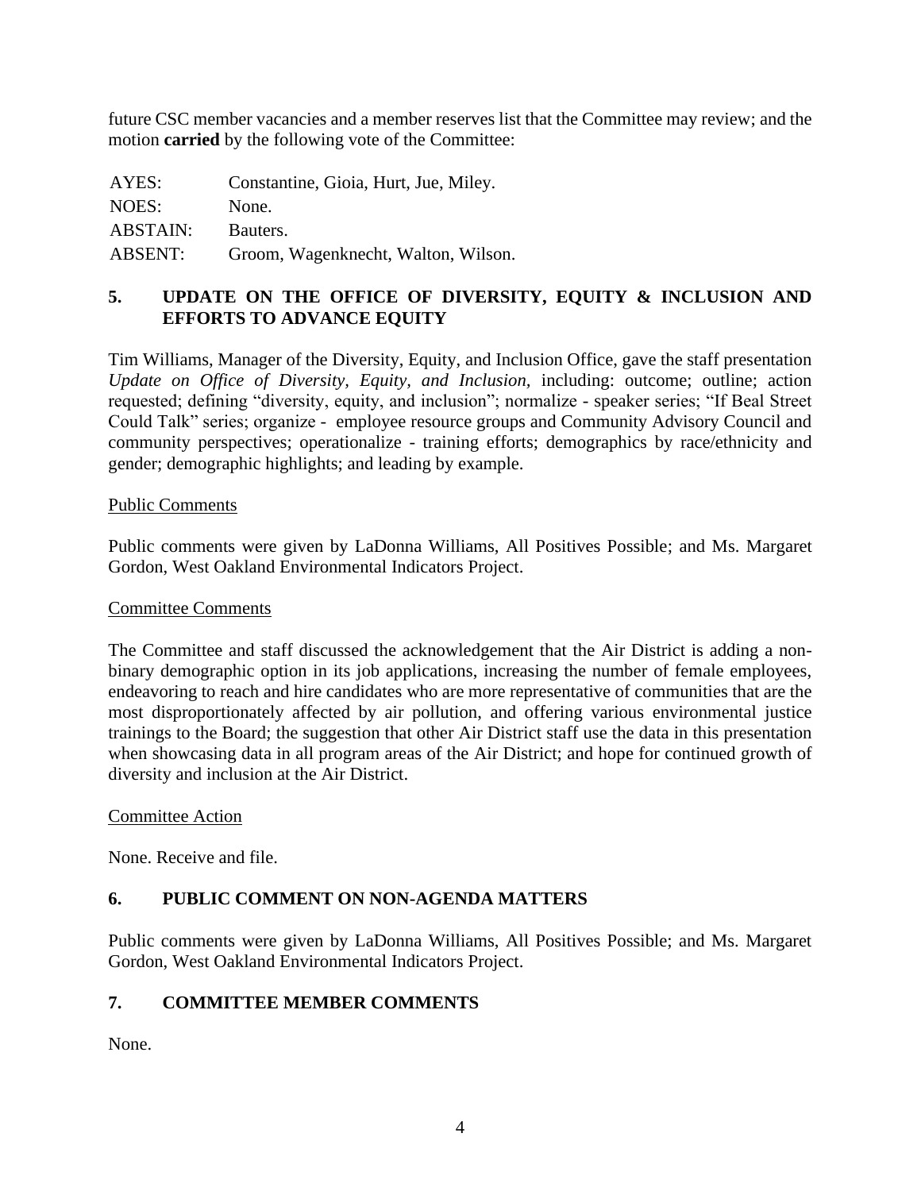future CSC member vacancies and a member reserves list that the Committee may review; and the motion **carried** by the following vote of the Committee:

| | |
|---|---|
| AYES: | Constantine, Gioia, Hurt, Jue, Miley. |
| NOES: | None. |
| ABSTAIN: | Bauters. |
| ABSENT: | Groom, Wagenknecht, Walton, Wilson. |

## 5. UPDATE ON THE OFFICE OF DIVERSITY, EQUITY & INCLUSION AND EFFORTS TO ADVANCE EQUITY

Tim Williams, Manager of the Diversity, Equity, and Inclusion Office, gave the staff presentation *Update on Office of Diversity, Equity, and Inclusion,* including: outcome; outline; action requested; defining "diversity, equity, and inclusion"; normalize - speaker series; "If Beal Street Could Talk" series; organize - employee resource groups and Community Advisory Council and community perspectives; operationalize - training efforts; demographics by race/ethnicity and gender; demographic highlights; and leading by example.

Public Comments

Public comments were given by LaDonna Williams, All Positives Possible; and Ms. Margaret Gordon, West Oakland Environmental Indicators Project.

Committee Comments

The Committee and staff discussed the acknowledgement that the Air District is adding a non-binary demographic option in its job applications, increasing the number of female employees, endeavoring to reach and hire candidates who are more representative of communities that are the most disproportionately affected by air pollution, and offering various environmental justice trainings to the Board; the suggestion that other Air District staff use the data in this presentation when showcasing data in all program areas of the Air District; and hope for continued growth of diversity and inclusion at the Air District.

Committee Action

None. Receive and file.

## 6. PUBLIC COMMENT ON NON-AGENDA MATTERS

Public comments were given by LaDonna Williams, All Positives Possible; and Ms. Margaret Gordon, West Oakland Environmental Indicators Project.

## 7. COMMITTEE MEMBER COMMENTS

None.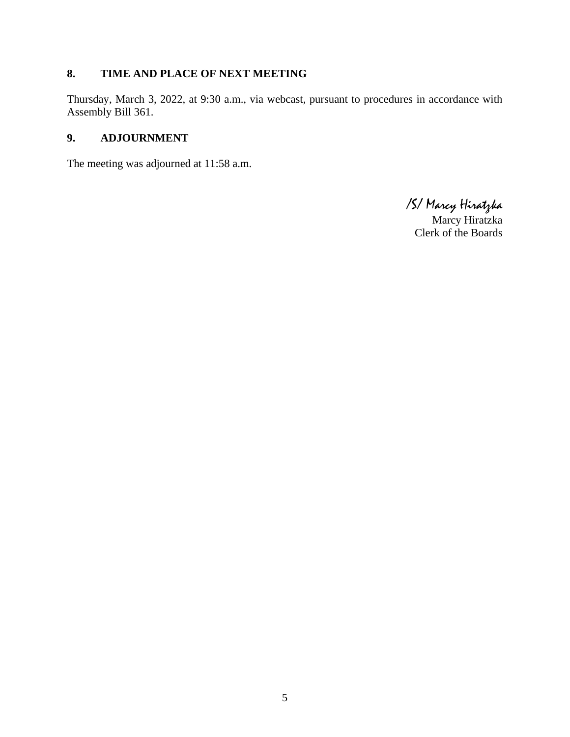## 8. TIME AND PLACE OF NEXT MEETING

Thursday, March 3, 2022, at 9:30 a.m., via webcast, pursuant to procedures in accordance with Assembly Bill 361.

## 9. ADJOURNMENT

The meeting was adjourned at 11:58 a.m.

/S/ Marcy Hiratzka

Marcy Hiratzka
Clerk of the Boards